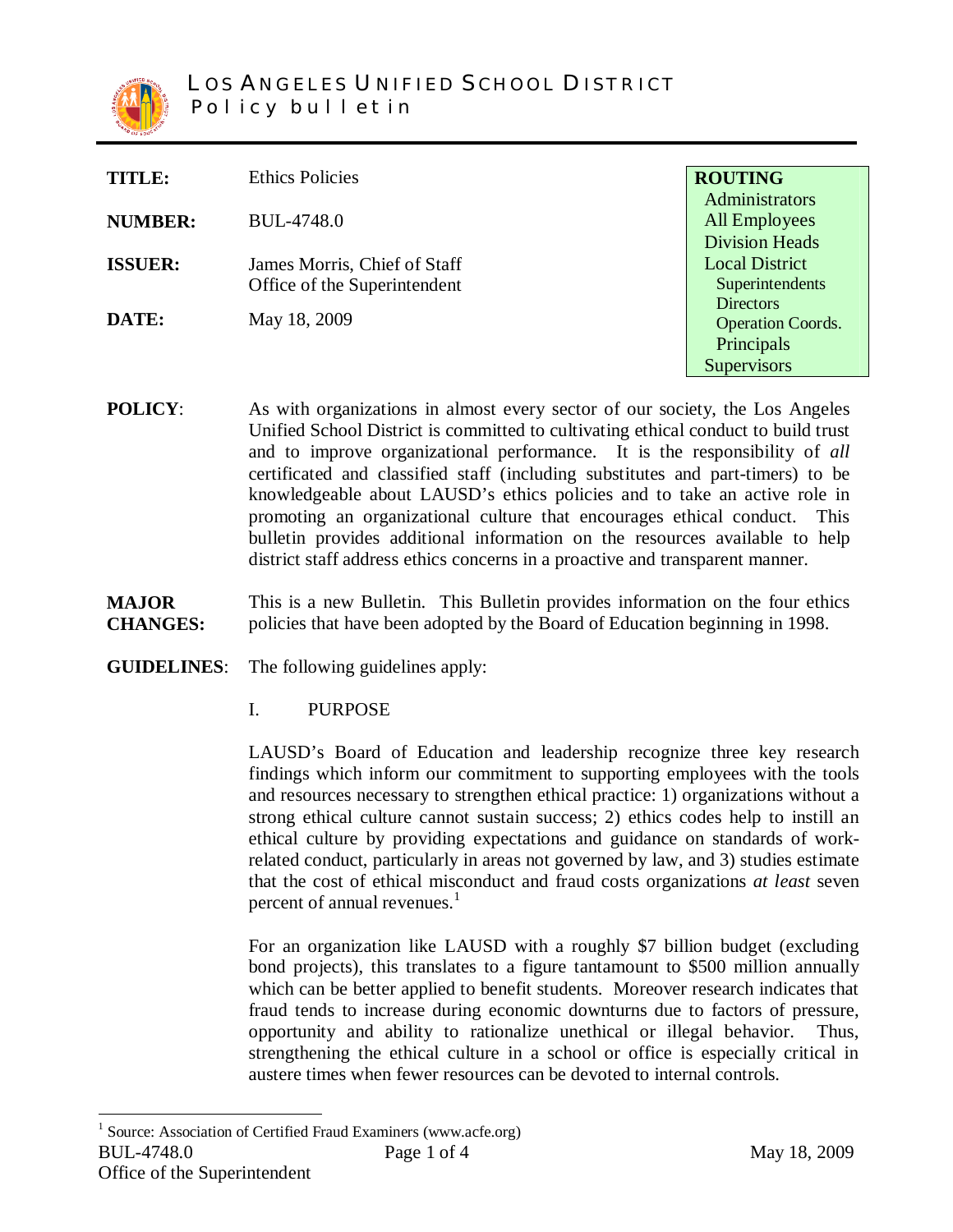# LOS ANGELES UNIFIED SCHOOL DISTRICT
## Policy bulletin

| | | |
|---|---|---|
| **TITLE:** | Ethics Policies | **ROUTING** |
| **NUMBER:** | BUL-4748.0 | Administrators<br>All Employees<br>Division Heads |
| **ISSUER:** | James Morris, Chief of Staff<br>Office of the Superintendent | Local District<br>Superintendents<br>Directors |
| **DATE:** | May 18, 2009 | Operation Coords.<br>Principals<br>Supervisors |

**POLICY**: As with organizations in almost every sector of our society, the Los Angeles Unified School District is committed to cultivating ethical conduct to build trust and to improve organizational performance. It is the responsibility of *all* certificated and classified staff (including substitutes and part-timers) to be knowledgeable about LAUSD's ethics policies and to take an active role in promoting an organizational culture that encourages ethical conduct. This bulletin provides additional information on the resources available to help district staff address ethics concerns in a proactive and transparent manner.

**MAJOR CHANGES:** This is a new Bulletin. This Bulletin provides information on the four ethics policies that have been adopted by the Board of Education beginning in 1998.

**GUIDELINES**: The following guidelines apply:

I. PURPOSE

LAUSD's Board of Education and leadership recognize three key research findings which inform our commitment to supporting employees with the tools and resources necessary to strengthen ethical practice: 1) organizations without a strong ethical culture cannot sustain success; 2) ethics codes help to instill an ethical culture by providing expectations and guidance on standards of work-related conduct, particularly in areas not governed by law, and 3) studies estimate that the cost of ethical misconduct and fraud costs organizations *at least* seven percent of annual revenues.[1]

For an organization like LAUSD with a roughly $7 billion budget (excluding bond projects), this translates to a figure tantamount to $500 million annually which can be better applied to benefit students. Moreover research indicates that fraud tends to increase during economic downturns due to factors of pressure, opportunity and ability to rationalize unethical or illegal behavior. Thus, strengthening the ethical culture in a school or office is especially critical in austere times when fewer resources can be devoted to internal controls.

[1] Source: Association of Certified Fraud Examiners (www.acfe.org)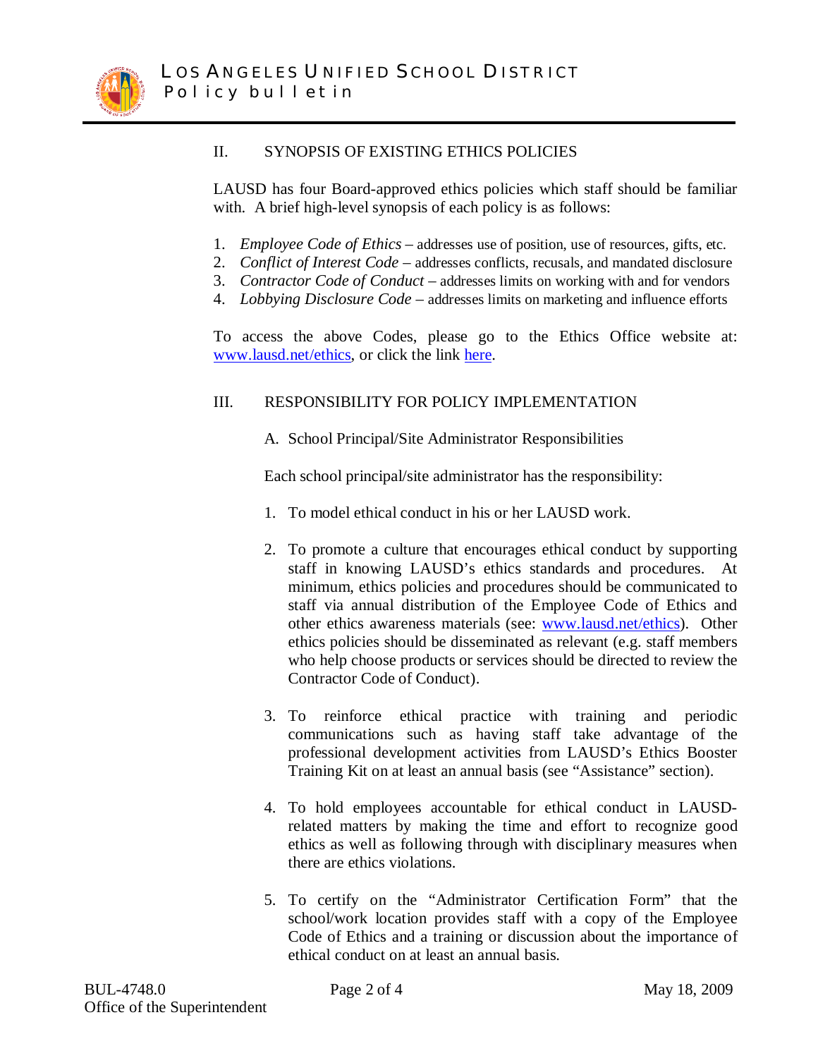## II. SYNOPSIS OF EXISTING ETHICS POLICIES

LAUSD has four Board-approved ethics policies which staff should be familiar with. A brief high-level synopsis of each policy is as follows:

1. *Employee Code of Ethics* – addresses use of position, use of resources, gifts, etc.
2. *Conflict of Interest Code* – addresses conflicts, recusals, and mandated disclosure
3. *Contractor Code of Conduct* – addresses limits on working with and for vendors
4. *Lobbying Disclosure Code* – addresses limits on marketing and influence efforts

To access the above Codes, please go to the Ethics Office website at: www.lausd.net/ethics, or click the link here.

## III. RESPONSIBILITY FOR POLICY IMPLEMENTATION

### A. School Principal/Site Administrator Responsibilities

Each school principal/site administrator has the responsibility:

1. To model ethical conduct in his or her LAUSD work.

2. To promote a culture that encourages ethical conduct by supporting staff in knowing LAUSD's ethics standards and procedures. At minimum, ethics policies and procedures should be communicated to staff via annual distribution of the Employee Code of Ethics and other ethics awareness materials (see: www.lausd.net/ethics). Other ethics policies should be disseminated as relevant (e.g. staff members who help choose products or services should be directed to review the Contractor Code of Conduct).

3. To reinforce ethical practice with training and periodic communications such as having staff take advantage of the professional development activities from LAUSD's Ethics Booster Training Kit on at least an annual basis (see "Assistance" section).

4. To hold employees accountable for ethical conduct in LAUSD-related matters by making the time and effort to recognize good ethics as well as following through with disciplinary measures when there are ethics violations.

5. To certify on the "Administrator Certification Form" that the school/work location provides staff with a copy of the Employee Code of Ethics and a training or discussion about the importance of ethical conduct on at least an annual basis.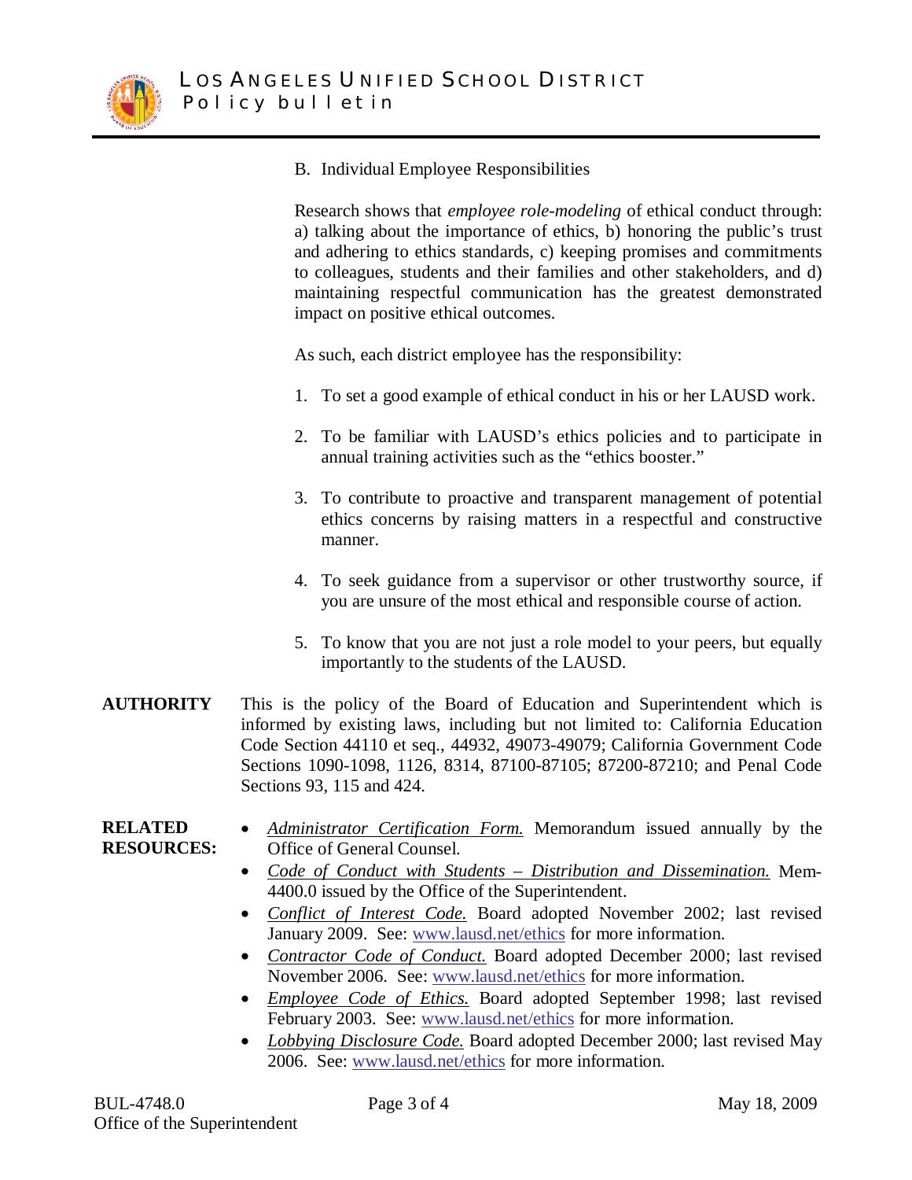B. Individual Employee Responsibilities

Research shows that *employee role-modeling* of ethical conduct through: a) talking about the importance of ethics, b) honoring the public's trust and adhering to ethics standards, c) keeping promises and commitments to colleagues, students and their families and other stakeholders, and d) maintaining respectful communication has the greatest demonstrated impact on positive ethical outcomes.

As such, each district employee has the responsibility:

1. To set a good example of ethical conduct in his or her LAUSD work.
2. To be familiar with LAUSD's ethics policies and to participate in annual training activities such as the "ethics booster."
3. To contribute to proactive and transparent management of potential ethics concerns by raising matters in a respectful and constructive manner.
4. To seek guidance from a supervisor or other trustworthy source, if you are unsure of the most ethical and responsible course of action.
5. To know that you are not just a role model to your peers, but equally importantly to the students of the LAUSD.

**AUTHORITY** This is the policy of the Board of Education and Superintendent which is informed by existing laws, including but not limited to: California Education Code Section 44110 et seq., 44932, 49073-49079; California Government Code Sections 1090-1098, 1126, 8314, 87100-87105; 87200-87210; and Penal Code Sections 93, 115 and 424.

**RELATED RESOURCES:**

- *Administrator Certification Form.* Memorandum issued annually by the Office of General Counsel.
- *Code of Conduct with Students – Distribution and Dissemination.* Mem-4400.0 issued by the Office of the Superintendent.
- *Conflict of Interest Code.* Board adopted November 2002; last revised January 2009. See: www.lausd.net/ethics for more information.
- *Contractor Code of Conduct.* Board adopted December 2000; last revised November 2006. See: www.lausd.net/ethics for more information.
- *Employee Code of Ethics.* Board adopted September 1998; last revised February 2003. See: www.lausd.net/ethics for more information.
- *Lobbying Disclosure Code.* Board adopted December 2000; last revised May 2006. See: www.lausd.net/ethics for more information.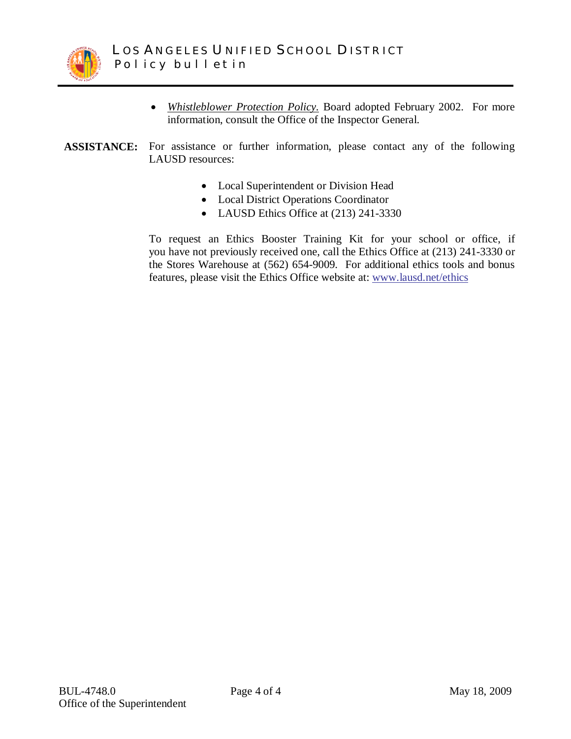- *Whistleblower Protection Policy.* Board adopted February 2002. For more information, consult the Office of the Inspector General.

**ASSISTANCE:** For assistance or further information, please contact any of the following LAUSD resources:

- Local Superintendent or Division Head
- Local District Operations Coordinator
- LAUSD Ethics Office at (213) 241-3330

To request an Ethics Booster Training Kit for your school or office, if you have not previously received one, call the Ethics Office at (213) 241-3330 or the Stores Warehouse at (562) 654-9009. For additional ethics tools and bonus features, please visit the Ethics Office website at: www.lausd.net/ethics